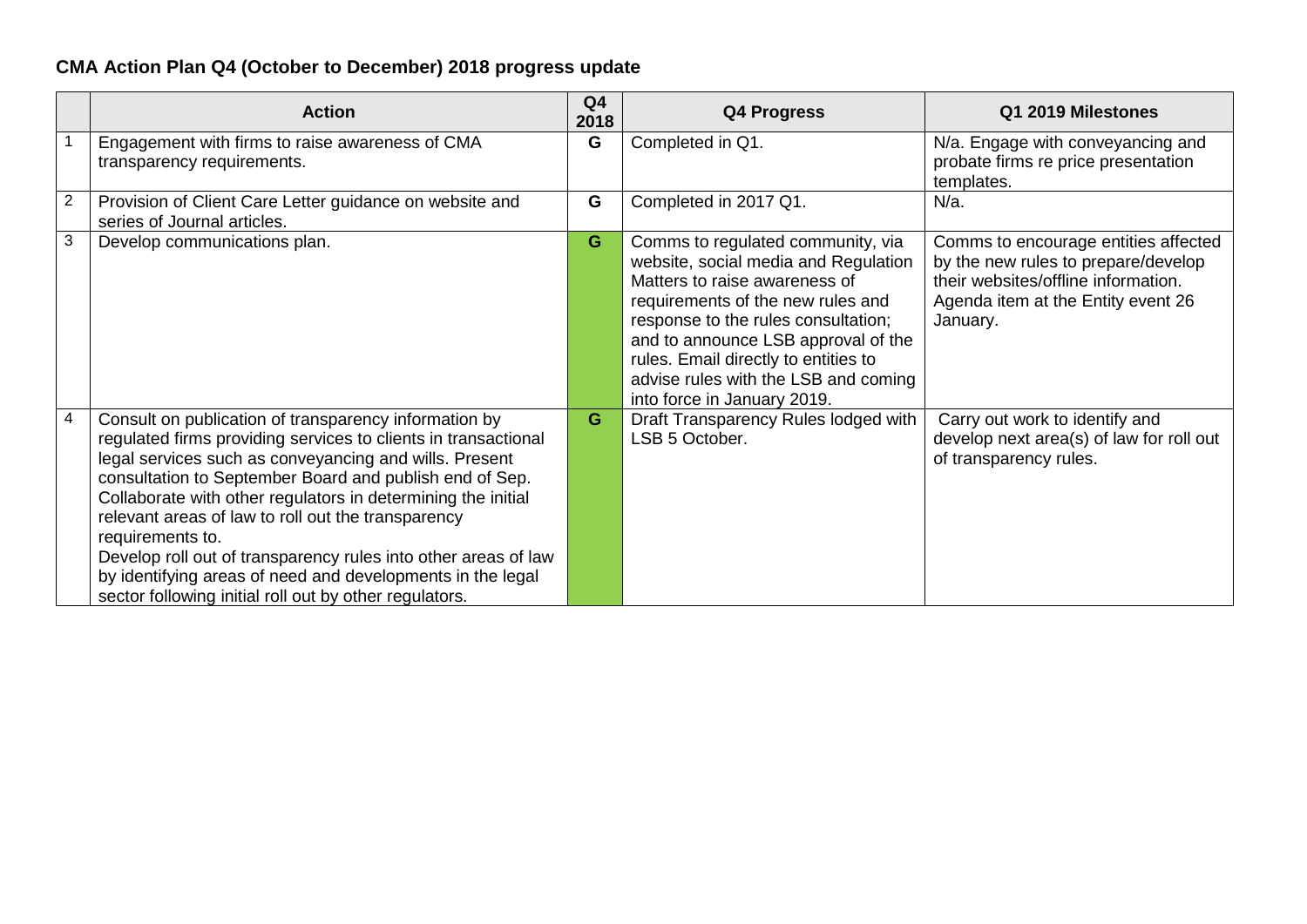**CMA Action Plan Q4 (October to December) 2018 progress update**

| | Action | Q4 2018 | Q4 Progress | Q1 2019 Milestones |
|---|---|---|---|---|
| 1 | Engagement with firms to raise awareness of CMA transparency requirements. | G | Completed in Q1. | N/a. Engage with conveyancing and probate firms re price presentation templates. |
| 2 | Provision of Client Care Letter guidance on website and series of Journal articles. | G | Completed in 2017 Q1. | N/a. |
| 3 | Develop communications plan. | G | Comms to regulated community, via website, social media and Regulation Matters to raise awareness of requirements of the new rules and response to the rules consultation; and to announce LSB approval of the rules. Email directly to entities to advise rules with the LSB and coming into force in January 2019. | Comms to encourage entities affected by the new rules to prepare/develop their websites/offline information. Agenda item at the Entity event 26 January. |
| 4 | Consult on publication of transparency information by regulated firms providing services to clients in transactional legal services such as conveyancing and wills. Present consultation to September Board and publish end of Sep. Collaborate with other regulators in determining the initial relevant areas of law to roll out the transparency requirements to. Develop roll out of transparency rules into other areas of law by identifying areas of need and developments in the legal sector following initial roll out by other regulators. | G | Draft Transparency Rules lodged with LSB 5 October. | Carry out work to identify and develop next area(s) of law for roll out of transparency rules. |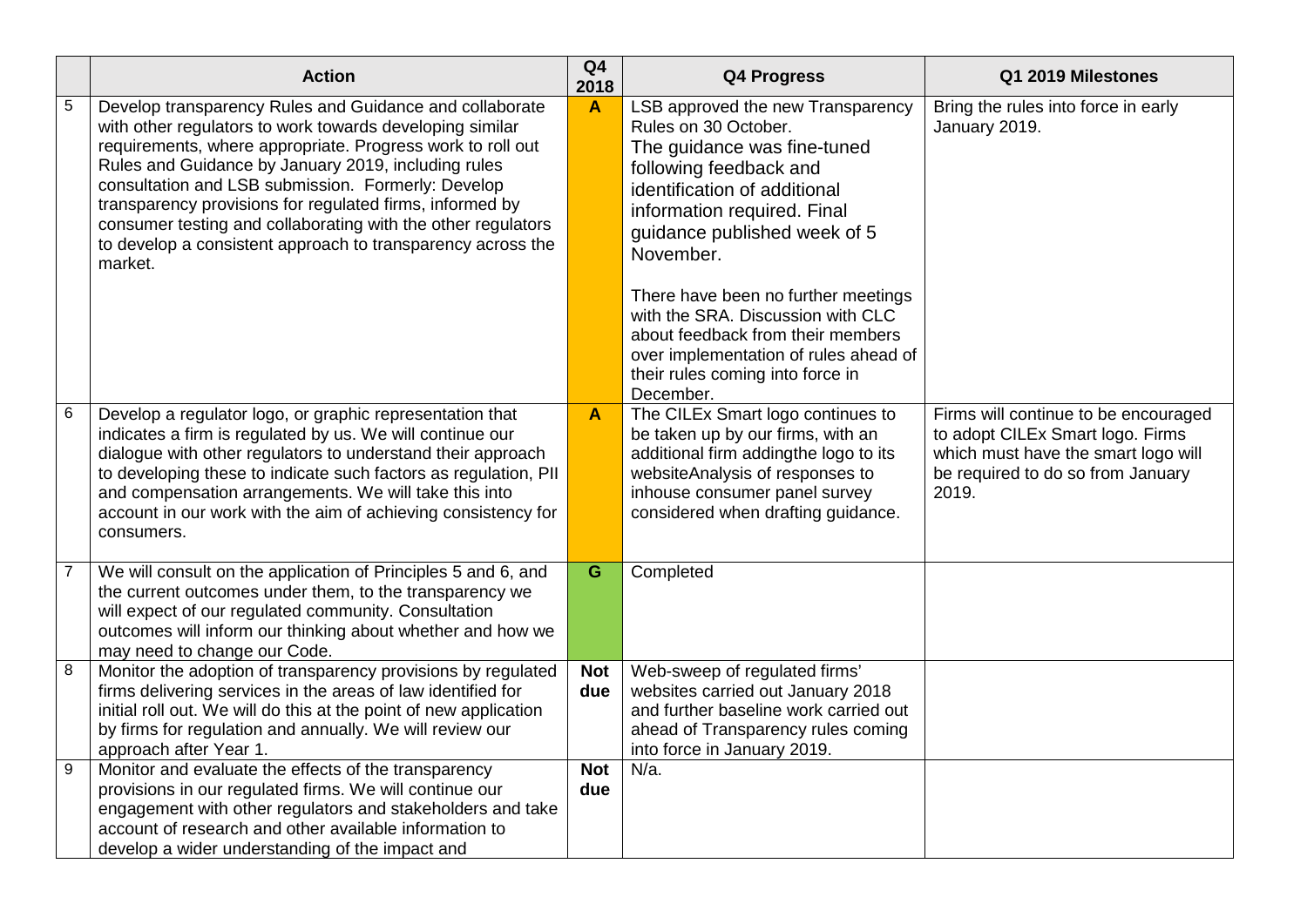| | Action | Q4 2018 | Q4 Progress | Q1 2019 Milestones |
|---|---|---|---|---|
| 5 | Develop transparency Rules and Guidance and collaborate with other regulators to work towards developing similar requirements, where appropriate. Progress work to roll out Rules and Guidance by January 2019, including rules consultation and LSB submission. Formerly: Develop transparency provisions for regulated firms, informed by consumer testing and collaborating with the other regulators to develop a consistent approach to transparency across the market. | A | LSB approved the new Transparency Rules on 30 October. The guidance was fine-tuned following feedback and identification of additional information required. Final guidance published week of 5 November.<br><br>There have been no further meetings with the SRA. Discussion with CLC about feedback from their members over implementation of rules ahead of their rules coming into force in December. | Bring the rules into force in early January 2019. |
| 6 | Develop a regulator logo, or graphic representation that indicates a firm is regulated by us. We will continue our dialogue with other regulators to understand their approach to developing these to indicate such factors as regulation, PII and compensation arrangements. We will take this into account in our work with the aim of achieving consistency for consumers. | A | The CILEx Smart logo continues to be taken up by our firms, with an additional firm addingthe logo to its websiteAnalysis of responses to inhouse consumer panel survey considered when drafting guidance. | Firms will continue to be encouraged to adopt CILEx Smart logo. Firms which must have the smart logo will be required to do so from January 2019. |
| 7 | We will consult on the application of Principles 5 and 6, and the current outcomes under them, to the transparency we will expect of our regulated community. Consultation outcomes will inform our thinking about whether and how we may need to change our Code. | G | Completed | |
| 8 | Monitor the adoption of transparency provisions by regulated firms delivering services in the areas of law identified for initial roll out. We will do this at the point of new application by firms for regulation and annually. We will review our approach after Year 1. | Not due | Web-sweep of regulated firms' websites carried out January 2018 and further baseline work carried out ahead of Transparency rules coming into force in January 2019. | |
| 9 | Monitor and evaluate the effects of the transparency provisions in our regulated firms. We will continue our engagement with other regulators and stakeholders and take account of research and other available information to develop a wider understanding of the impact and | Not due | N/a. | |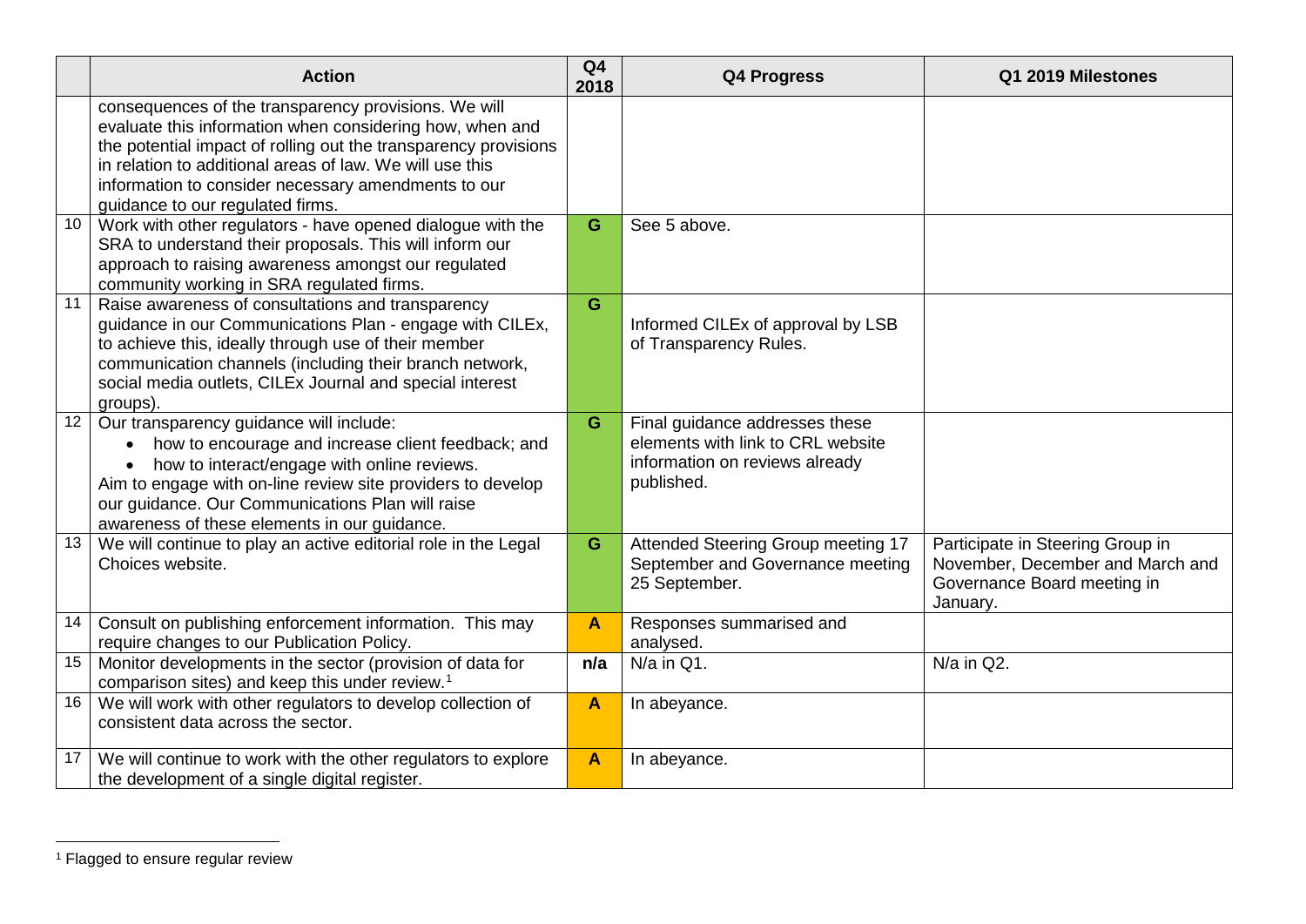|  | Action | Q4 2018 | Q4 Progress | Q1 2019 Milestones |
|---|---|---|---|---|
|  | consequences of the transparency provisions. We will evaluate this information when considering how, when and the potential impact of rolling out the transparency provisions in relation to additional areas of law. We will use this information to consider necessary amendments to our guidance to our regulated firms. |  |  |  |
| 10 | Work with other regulators - have opened dialogue with the SRA to understand their proposals. This will inform our approach to raising awareness amongst our regulated community working in SRA regulated firms. | G | See 5 above. |  |
| 11 | Raise awareness of consultations and transparency guidance in our Communications Plan - engage with CILEx, to achieve this, ideally through use of their member communication channels (including their branch network, social media outlets, CILEx Journal and special interest groups). | G | Informed CILEx of approval by LSB of Transparency Rules. |  |
| 12 | Our transparency guidance will include:<br>• how to encourage and increase client feedback; and<br>• how to interact/engage with online reviews.<br>Aim to engage with on-line review site providers to develop our guidance. Our Communications Plan will raise awareness of these elements in our guidance. | G | Final guidance addresses these elements with link to CRL website information on reviews already published. |  |
| 13 | We will continue to play an active editorial role in the Legal Choices website. | G | Attended Steering Group meeting 17 September and Governance meeting 25 September. | Participate in Steering Group in November, December and March and Governance Board meeting in January. |
| 14 | Consult on publishing enforcement information. This may require changes to our Publication Policy. | A | Responses summarised and analysed. |  |
| 15 | Monitor developments in the sector (provision of data for comparison sites) and keep this under review.[1] | n/a | N/a in Q1. | N/a in Q2. |
| 16 | We will work with other regulators to develop collection of consistent data across the sector. | A | In abeyance. |  |
| 17 | We will continue to work with the other regulators to explore the development of a single digital register. | A | In abeyance. |  |

[1] Flagged to ensure regular review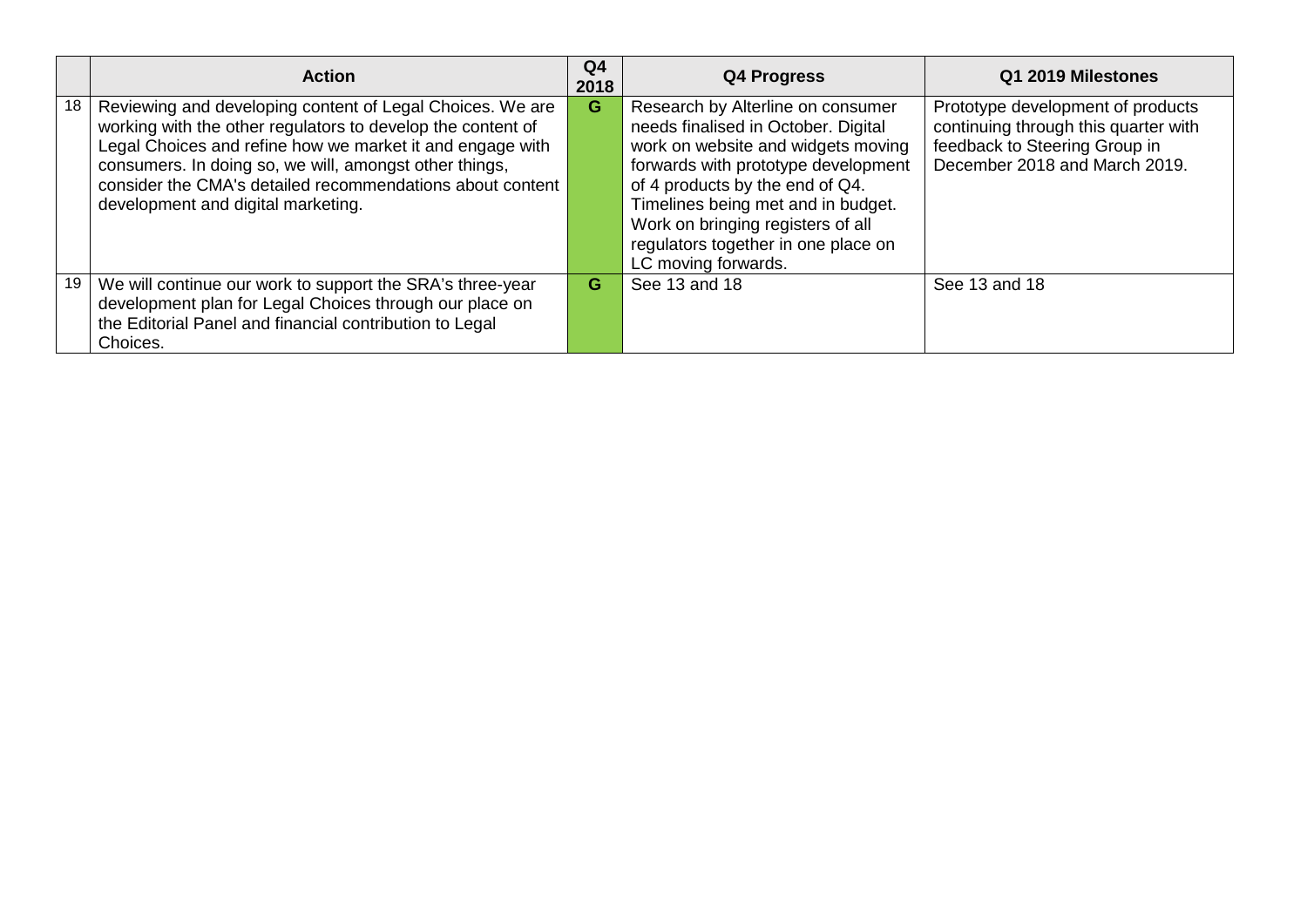| | Action | Q4 2018 | Q4 Progress | Q1 2019 Milestones |
|---|---|---|---|---|
| 18 | Reviewing and developing content of Legal Choices. We are working with the other regulators to develop the content of Legal Choices and refine how we market it and engage with consumers. In doing so, we will, amongst other things, consider the CMA's detailed recommendations about content development and digital marketing. | G | Research by Alterline on consumer needs finalised in October. Digital work on website and widgets moving forwards with prototype development of 4 products by the end of Q4. Timelines being met and in budget. Work on bringing registers of all regulators together in one place on LC moving forwards. | Prototype development of products continuing through this quarter with feedback to Steering Group in December 2018 and March 2019. |
| 19 | We will continue our work to support the SRA's three-year development plan for Legal Choices through our place on the Editorial Panel and financial contribution to Legal Choices. | G | See 13 and 18 | See 13 and 18 |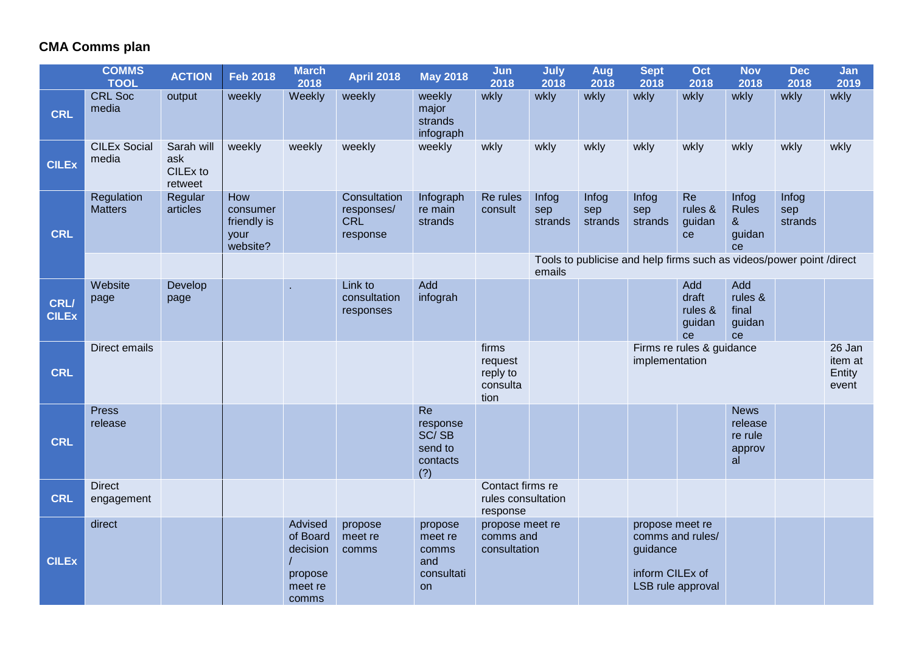## CMA Comms plan

| | COMMS TOOL | ACTION | Feb 2018 | March 2018 | April 2018 | May 2018 | Jun 2018 | July 2018 | Aug 2018 | Sept 2018 | Oct 2018 | Nov 2018 | Dec 2018 | Jan 2019 |
|---|---|---|---|---|---|---|---|---|---|---|---|---|---|---|
| CRL | CRL Soc media | output | weekly | Weekly | weekly | weekly major strands infograph | wkly | wkly | wkly | wkly | wkly | wkly | wkly | wkly |
| CILEx | CILEx Social media | Sarah will ask CILEx to retweet | weekly | weekly | weekly | weekly | wkly | wkly | wkly | wkly | wkly | wkly | wkly | wkly |
| CRL | Regulation Matters | Regular articles | How consumer friendly is your website? | | Consultation responses/ CRL response | Infograph re main strands | Re rules consult | Infog sep strands | Infog sep strands | Infog sep strands | Re rules & guidance | Infog Rules & guidance | Infog sep strands | |
| | | | | | | | | Tools to publicise and help firms such as videos/power point /direct emails | | | | | | |
| CRL/ CILEx | Website page | Develop page | | . | Link to consultation responses | Add infograh | | | | | Add draft rules & guidance | Add rules & final guidance | | |
| CRL | Direct emails | | | | | | firms request reply to consultation | | | Firms re rules & guidance implementation | | | | 26 Jan item at Entity event |
| CRL | Press release | | | | | Re response SC/ SB send to contacts (?) | | | | | | News release re rule approval | | |
| CRL | Direct engagement | | | | | | Contact firms re rules consultation response | | | | | | | |
| CILEx | direct | | | Advised of Board decision / propose meet re comms | propose meet re comms | propose meet re comms and consultation | propose meet re comms and consultation | | | propose meet re comms and rules/ guidance<br><br>inform CILEx of LSB rule approval | | | | |